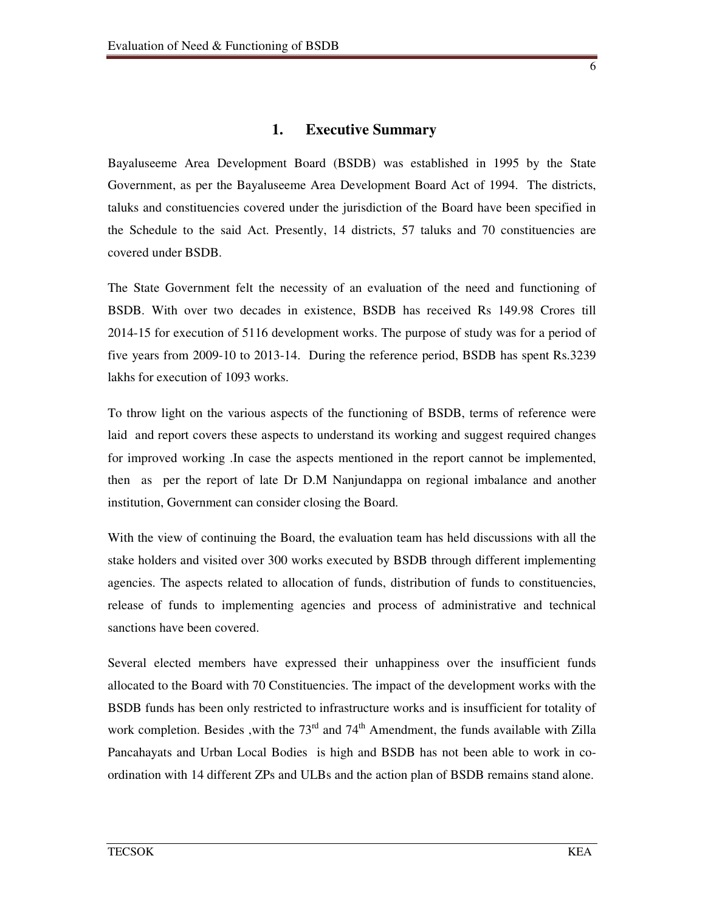# 1. Executive Summary

Bayaluseeme Area Development Board (BSDB) was established in 1995 by the State Government, as per the Bayaluseeme Area Development Board Act of 1994. The districts, taluks and constituencies covered under the jurisdiction of the Board have been specified in the Schedule to the said Act. Presently, 14 districts, 57 taluks and 70 constituencies are covered under BSDB.

The State Government felt the necessity of an evaluation of the need and functioning of BSDB. With over two decades in existence, BSDB has received Rs 149.98 Crores till 2014-15 for execution of 5116 development works. The purpose of study was for a period of five years from 2009-10 to 2013-14. During the reference period, BSDB has spent Rs.3239 lakhs for execution of 1093 works.

To throw light on the various aspects of the functioning of BSDB, terms of reference were laid and report covers these aspects to understand its working and suggest required changes for improved working .In case the aspects mentioned in the report cannot be implemented, then as per the report of late Dr D.M Nanjundappa on regional imbalance and another institution, Government can consider closing the Board.

With the view of continuing the Board, the evaluation team has held discussions with all the stake holders and visited over 300 works executed by BSDB through different implementing agencies. The aspects related to allocation of funds, distribution of funds to constituencies, release of funds to implementing agencies and process of administrative and technical sanctions have been covered.

Several elected members have expressed their unhappiness over the insufficient funds allocated to the Board with 70 Constituencies. The impact of the development works with the BSDB funds has been only restricted to infrastructure works and is insufficient for totality of work completion. Besides ,with the 73rd and 74th Amendment, the funds available with Zilla Pancahayats and Urban Local Bodies is high and BSDB has not been able to work in co-ordination with 14 different ZPs and ULBs and the action plan of BSDB remains stand alone.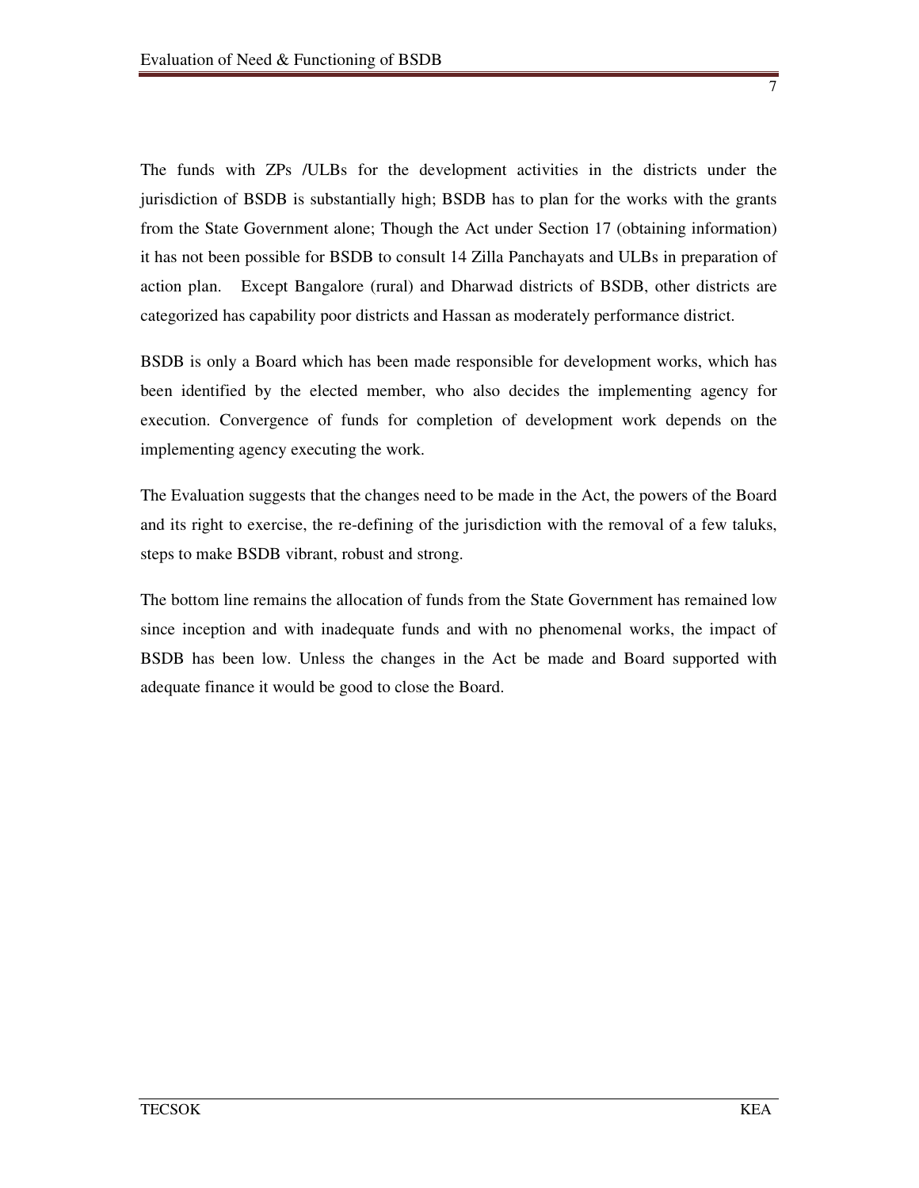The funds with ZPs /ULBs for the development activities in the districts under the jurisdiction of BSDB is substantially high; BSDB has to plan for the works with the grants from the State Government alone; Though the Act under Section 17 (obtaining information) it has not been possible for BSDB to consult 14 Zilla Panchayats and ULBs in preparation of action plan. Except Bangalore (rural) and Dharwad districts of BSDB, other districts are categorized has capability poor districts and Hassan as moderately performance district.

BSDB is only a Board which has been made responsible for development works, which has been identified by the elected member, who also decides the implementing agency for execution. Convergence of funds for completion of development work depends on the implementing agency executing the work.

The Evaluation suggests that the changes need to be made in the Act, the powers of the Board and its right to exercise, the re-defining of the jurisdiction with the removal of a few taluks, steps to make BSDB vibrant, robust and strong.

The bottom line remains the allocation of funds from the State Government has remained low since inception and with inadequate funds and with no phenomenal works, the impact of BSDB has been low. Unless the changes in the Act be made and Board supported with adequate finance it would be good to close the Board.